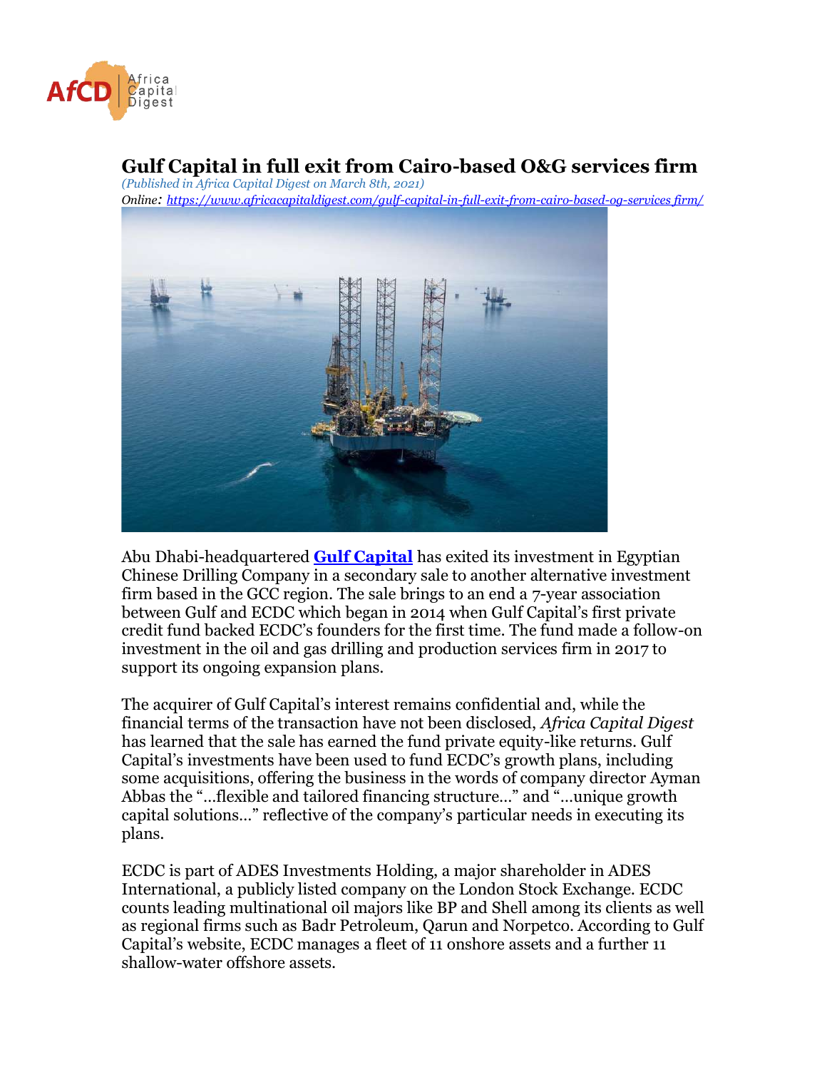# Gulf Capital in full exit from Cairo-based O&G services firm

*(Published in Africa Capital Digest on March 8th, 2021)*

*Online: https://www.africacapitaldigest.com/gulf-capital-in-full-exit-from-cairo-based-og-services firm/*

Abu Dhabi-headquartered **Gulf Capital** has exited its investment in Egyptian Chinese Drilling Company in a secondary sale to another alternative investment firm based in the GCC region. The sale brings to an end a 7-year association between Gulf and ECDC which began in 2014 when Gulf Capital's first private credit fund backed ECDC's founders for the first time. The fund made a follow-on investment in the oil and gas drilling and production services firm in 2017 to support its ongoing expansion plans.

The acquirer of Gulf Capital's interest remains confidential and, while the financial terms of the transaction have not been disclosed, *Africa Capital Digest* has learned that the sale has earned the fund private equity-like returns. Gulf Capital's investments have been used to fund ECDC's growth plans, including some acquisitions, offering the business in the words of company director Ayman Abbas the "…flexible and tailored financing structure…" and "…unique growth capital solutions…" reflective of the company's particular needs in executing its plans.

ECDC is part of ADES Investments Holding, a major shareholder in ADES International, a publicly listed company on the London Stock Exchange. ECDC counts leading multinational oil majors like BP and Shell among its clients as well as regional firms such as Badr Petroleum, Qarun and Norpetco. According to Gulf Capital's website, ECDC manages a fleet of 11 onshore assets and a further 11 shallow-water offshore assets.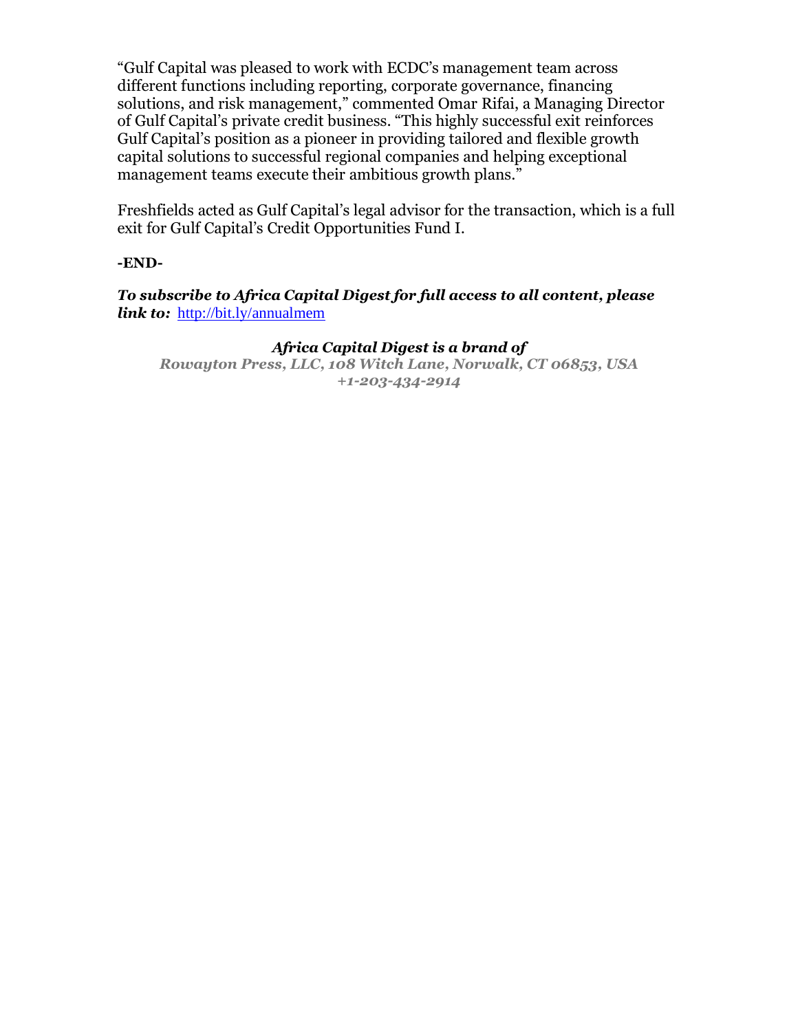"Gulf Capital was pleased to work with ECDC's management team across different functions including reporting, corporate governance, financing solutions, and risk management," commented Omar Rifai, a Managing Director of Gulf Capital's private credit business. "This highly successful exit reinforces Gulf Capital's position as a pioneer in providing tailored and flexible growth capital solutions to successful regional companies and helping exceptional management teams execute their ambitious growth plans."

Freshfields acted as Gulf Capital's legal advisor for the transaction, which is a full exit for Gulf Capital's Credit Opportunities Fund I.

**-END-**

***To subscribe to Africa Capital Digest for full access to all content, please link to:*** http://bit.ly/annualmem

***Africa Capital Digest is a brand of***
***Rowayton Press, LLC, 108 Witch Lane, Norwalk, CT 06853, USA***
***+1-203-434-2914***